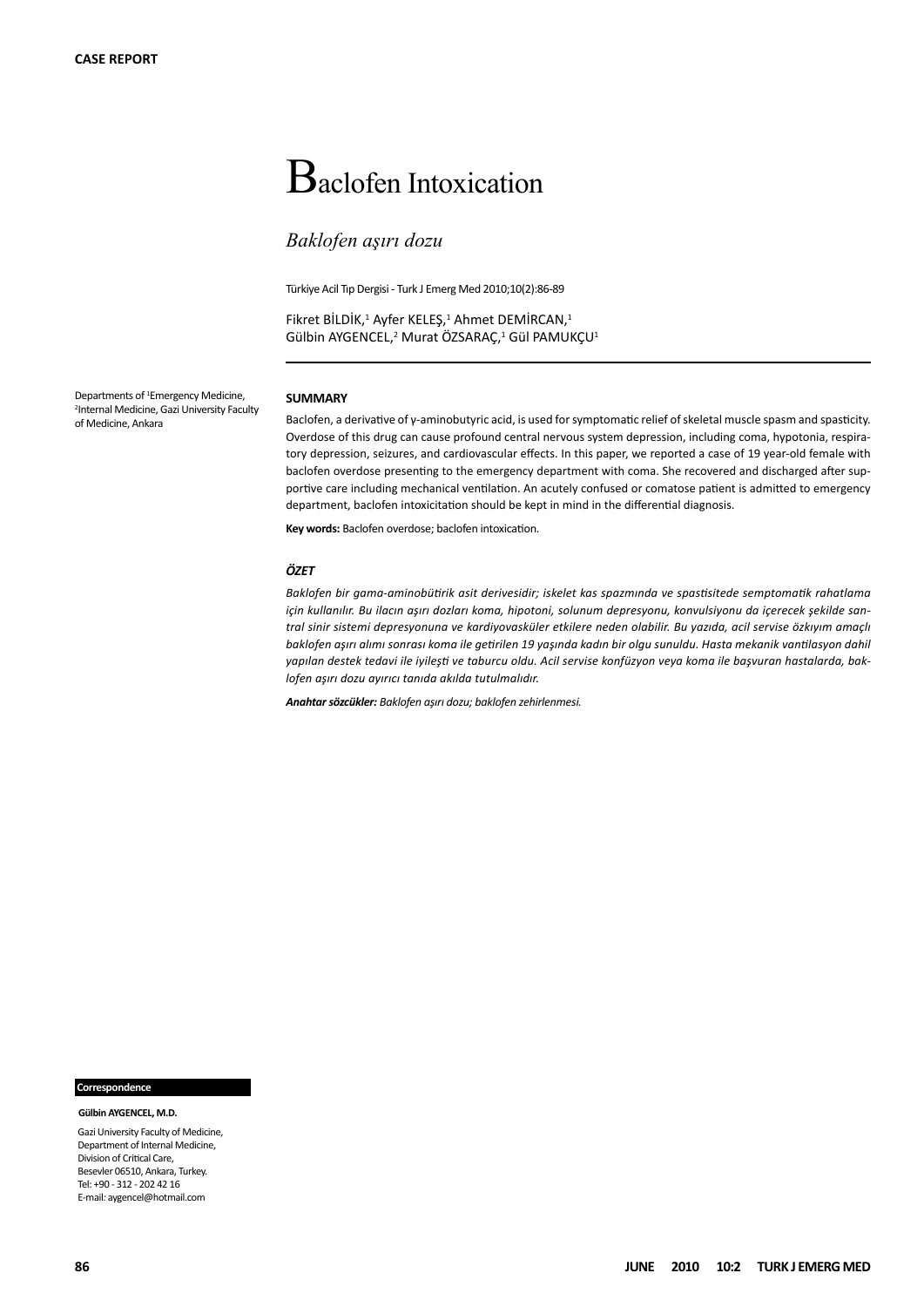**CASE REPORT**

# Baclofen Intoxication

*Baklofen aşırı dozu*

Türkiye Acil Tıp Dergisi - Turk J Emerg Med 2010;10(2):86-89

Fikret BİLDİK,[1] Ayfer KELEŞ,[1] Ahmet DEMİRCAN,[1] Gülbin AYGENCEL,[2] Murat ÖZSARAÇ,[1] Gül PAMUKÇU[1]

Departments of [1]Emergency Medicine, [2]Internal Medicine, Gazi University Faculty of Medicine, Ankara

**SUMMARY**

Baclofen, a derivative of γ-aminobutyric acid, is used for symptomatic relief of skeletal muscle spasm and spasticity. Overdose of this drug can cause profound central nervous system depression, including coma, hypotonia, respiratory depression, seizures, and cardiovascular effects. In this paper, we reported a case of 19 year-old female with baclofen overdose presenting to the emergency department with coma. She recovered and discharged after supportive care including mechanical ventilation. An acutely confused or comatose patient is admitted to emergency department, baclofen intoxicitation should be kept in mind in the differential diagnosis.

**Key words:** Baclofen overdose; baclofen intoxication.

***ÖZET***

*Baklofen bir gama-aminobütirik asit derivesidir; iskelet kas spazmında ve spastisitede semptomatik rahatlama için kullanılır. Bu ilacın aşırı dozları koma, hipotoni, solunum depresyonu, konvulsiyonu da içerecek şekilde santral sinir sistemi depresyonuna ve kardiyovasküler etkilere neden olabilir. Bu yazıda, acil servise özkıyım amaçlı baklofen aşırı alımı sonrası koma ile getirilen 19 yaşında kadın bir olgu sunuldu. Hasta mekanik vantilasyon dahil yapılan destek tedavi ile iyileşti ve taburcu oldu. Acil servise konfüzyon veya koma ile başvuran hastalarda, baklofen aşırı dozu ayırıcı tanıda akılda tutulmalıdır.*

***Anahtar sözcükler:** Baklofen aşırı dozu; baklofen zehirlenmesi.*

**Correspondence**

**Gülbin AYGENCEL, M.D.**

Gazi University Faculty of Medicine,
Department of Internal Medicine,
Division of Critical Care,
Besevler 06510, Ankara, Turkey.
Tel: +90 - 312 - 202 42 16
E-mail: aygencel@hotmail.com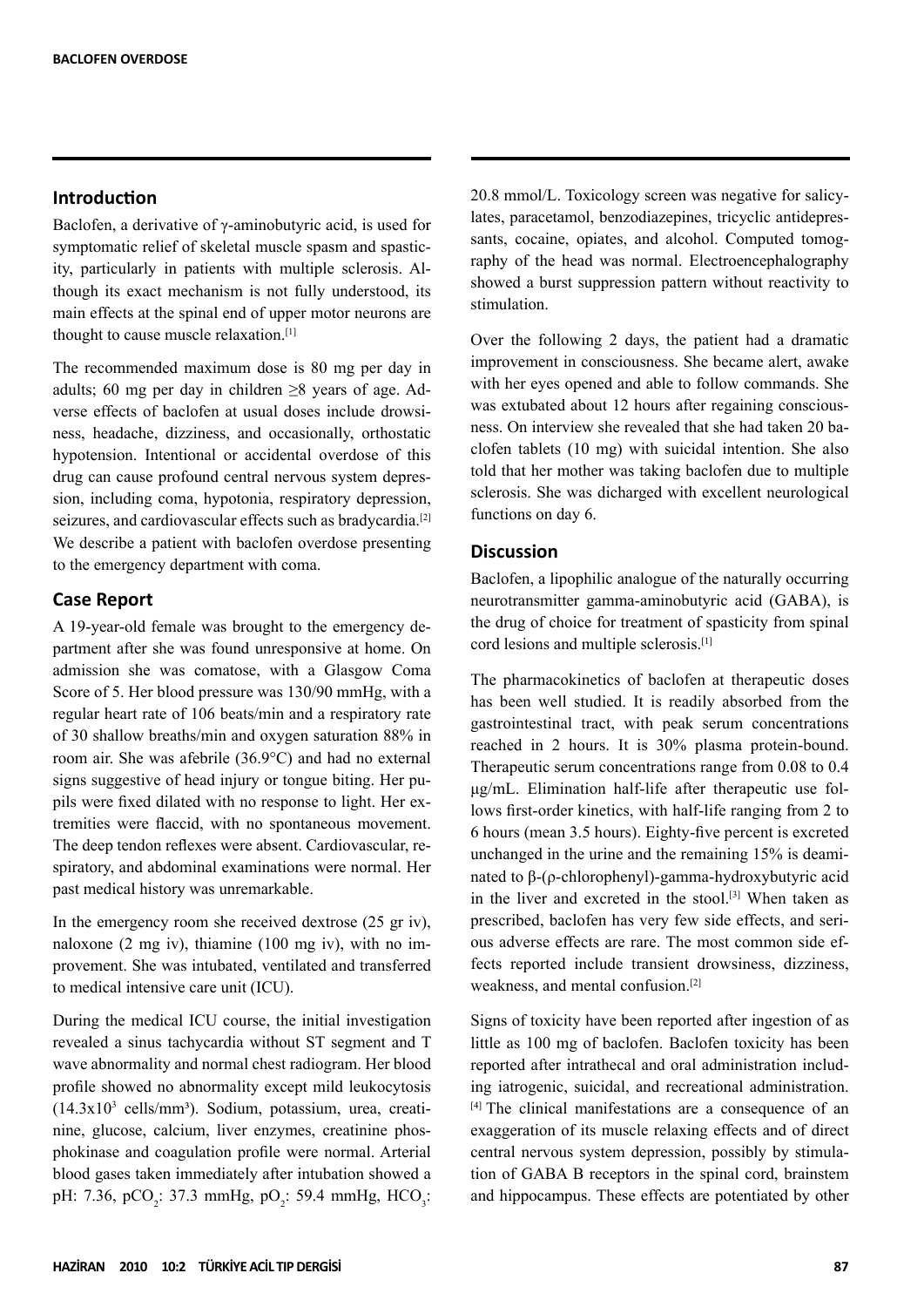## Introduction

Baclofen, a derivative of γ-aminobutyric acid, is used for symptomatic relief of skeletal muscle spasm and spasticity, particularly in patients with multiple sclerosis. Although its exact mechanism is not fully understood, its main effects at the spinal end of upper motor neurons are thought to cause muscle relaxation.[1]

The recommended maximum dose is 80 mg per day in adults; 60 mg per day in children ≥8 years of age. Adverse effects of baclofen at usual doses include drowsiness, headache, dizziness, and occasionally, orthostatic hypotension. Intentional or accidental overdose of this drug can cause profound central nervous system depression, including coma, hypotonia, respiratory depression, seizures, and cardiovascular effects such as bradycardia.[2] We describe a patient with baclofen overdose presenting to the emergency department with coma.

## Case Report

A 19-year-old female was brought to the emergency department after she was found unresponsive at home. On admission she was comatose, with a Glasgow Coma Score of 5. Her blood pressure was 130/90 mmHg, with a regular heart rate of 106 beats/min and a respiratory rate of 30 shallow breaths/min and oxygen saturation 88% in room air. She was afebrile (36.9°C) and had no external signs suggestive of head injury or tongue biting. Her pupils were fixed dilated with no response to light. Her extremities were flaccid, with no spontaneous movement. The deep tendon reflexes were absent. Cardiovascular, respiratory, and abdominal examinations were normal. Her past medical history was unremarkable.

In the emergency room she received dextrose (25 gr iv), naloxone (2 mg iv), thiamine (100 mg iv), with no improvement. She was intubated, ventilated and transferred to medical intensive care unit (ICU).

During the medical ICU course, the initial investigation revealed a sinus tachycardia without ST segment and T wave abnormality and normal chest radiogram. Her blood profile showed no abnormality except mild leukocytosis ($14.3x10^3$ cells/mm³). Sodium, potassium, urea, creatinine, glucose, calcium, liver enzymes, creatinine phosphokinase and coagulation profile were normal. Arterial blood gases taken immediately after intubation showed a pH: 7.36, $pCO_2$: 37.3 mmHg, $pO_2$: 59.4 mmHg, $HCO_3$: 20.8 mmol/L. Toxicology screen was negative for salicylates, paracetamol, benzodiazepines, tricyclic antidepressants, cocaine, opiates, and alcohol. Computed tomography of the head was normal. Electroencephalography showed a burst suppression pattern without reactivity to stimulation.

Over the following 2 days, the patient had a dramatic improvement in consciousness. She became alert, awake with her eyes opened and able to follow commands. She was extubated about 12 hours after regaining consciousness. On interview she revealed that she had taken 20 baclofen tablets (10 mg) with suicidal intention. She also told that her mother was taking baclofen due to multiple sclerosis. She was dicharged with excellent neurological functions on day 6.

## Discussion

Baclofen, a lipophilic analogue of the naturally occurring neurotransmitter gamma-aminobutyric acid (GABA), is the drug of choice for treatment of spasticity from spinal cord lesions and multiple sclerosis.[1]

The pharmacokinetics of baclofen at therapeutic doses has been well studied. It is readily absorbed from the gastrointestinal tract, with peak serum concentrations reached in 2 hours. It is 30% plasma protein-bound. Therapeutic serum concentrations range from 0.08 to 0.4 μg/mL. Elimination half-life after therapeutic use follows first-order kinetics, with half-life ranging from 2 to 6 hours (mean 3.5 hours). Eighty-five percent is excreted unchanged in the urine and the remaining 15% is deaminated to β-(ρ-chlorophenyl)-gamma-hydroxybutyric acid in the liver and excreted in the stool.[3] When taken as prescribed, baclofen has very few side effects, and serious adverse effects are rare. The most common side effects reported include transient drowsiness, dizziness, weakness, and mental confusion.[2]

Signs of toxicity have been reported after ingestion of as little as 100 mg of baclofen. Baclofen toxicity has been reported after intrathecal and oral administration including iatrogenic, suicidal, and recreational administration.[4] The clinical manifestations are a consequence of an exaggeration of its muscle relaxing effects and of direct central nervous system depression, possibly by stimulation of GABA B receptors in the spinal cord, brainstem and hippocampus. These effects are potentiated by other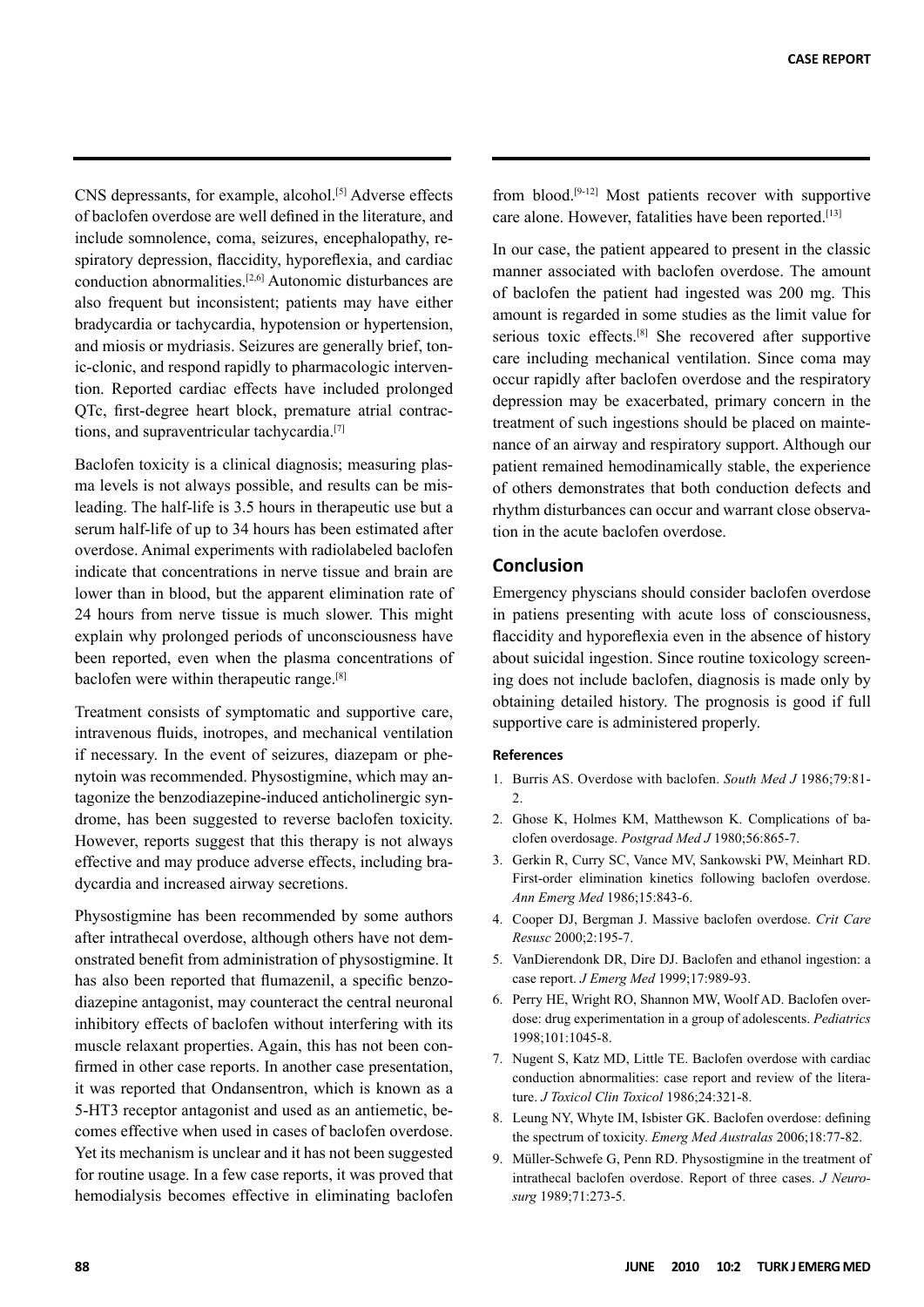CNS depressants, for example, alcohol.[5] Adverse effects of baclofen overdose are well defined in the literature, and include somnolence, coma, seizures, encephalopathy, respiratory depression, flaccidity, hyporeflexia, and cardiac conduction abnormalities.[2,6] Autonomic disturbances are also frequent but inconsistent; patients may have either bradycardia or tachycardia, hypotension or hypertension, and miosis or mydriasis. Seizures are generally brief, tonic-clonic, and respond rapidly to pharmacologic intervention. Reported cardiac effects have included prolonged QTc, first-degree heart block, premature atrial contractions, and supraventricular tachycardia.[7]

Baclofen toxicity is a clinical diagnosis; measuring plasma levels is not always possible, and results can be misleading. The half-life is 3.5 hours in therapeutic use but a serum half-life of up to 34 hours has been estimated after overdose. Animal experiments with radiolabeled baclofen indicate that concentrations in nerve tissue and brain are lower than in blood, but the apparent elimination rate of 24 hours from nerve tissue is much slower. This might explain why prolonged periods of unconsciousness have been reported, even when the plasma concentrations of baclofen were within therapeutic range.[8]

Treatment consists of symptomatic and supportive care, intravenous fluids, inotropes, and mechanical ventilation if necessary. In the event of seizures, diazepam or phenytoin was recommended. Physostigmine, which may antagonize the benzodiazepine-induced anticholinergic syndrome, has been suggested to reverse baclofen toxicity. However, reports suggest that this therapy is not always effective and may produce adverse effects, including bradycardia and increased airway secretions.

Physostigmine has been recommended by some authors after intrathecal overdose, although others have not demonstrated benefit from administration of physostigmine. It has also been reported that flumazenil, a specific benzodiazepine antagonist, may counteract the central neuronal inhibitory effects of baclofen without interfering with its muscle relaxant properties. Again, this has not been confirmed in other case reports. In another case presentation, it was reported that Ondansentron, which is known as a 5-HT3 receptor antagonist and used as an antiemetic, becomes effective when used in cases of baclofen overdose. Yet its mechanism is unclear and it has not been suggested for routine usage. In a few case reports, it was proved that hemodialysis becomes effective in eliminating baclofen from blood.[9-12] Most patients recover with supportive care alone. However, fatalities have been reported.[13]

In our case, the patient appeared to present in the classic manner associated with baclofen overdose. The amount of baclofen the patient had ingested was 200 mg. This amount is regarded in some studies as the limit value for serious toxic effects.[8] She recovered after supportive care including mechanical ventilation. Since coma may occur rapidly after baclofen overdose and the respiratory depression may be exacerbated, primary concern in the treatment of such ingestions should be placed on maintenance of an airway and respiratory support. Although our patient remained hemodynamically stable, the experience of others demonstrates that both conduction defects and rhythm disturbances can occur and warrant close observation in the acute baclofen overdose.

## Conclusion

Emergency physcians should consider baclofen overdose in patiens presenting with acute loss of consciousness, flaccidity and hyporeflexia even in the absence of history about suicidal ingestion. Since routine toxicology screening does not include baclofen, diagnosis is made only by obtaining detailed history. The prognosis is good if full supportive care is administered properly.

### References

1. Burris AS. Overdose with baclofen. *South Med J* 1986;79:81-2.
2. Ghose K, Holmes KM, Matthewson K. Complications of baclofen overdosage. *Postgrad Med J* 1980;56:865-7.
3. Gerkin R, Curry SC, Vance MV, Sankowski PW, Meinhart RD. First-order elimination kinetics following baclofen overdose. *Ann Emerg Med* 1986;15:843-6.
4. Cooper DJ, Bergman J. Massive baclofen overdose. *Crit Care Resusc* 2000;2:195-7.
5. VanDierendonk DR, Dire DJ. Baclofen and ethanol ingestion: a case report. *J Emerg Med* 1999;17:989-93.
6. Perry HE, Wright RO, Shannon MW, Woolf AD. Baclofen overdose: drug experimentation in a group of adolescents. *Pediatrics* 1998;101:1045-8.
7. Nugent S, Katz MD, Little TE. Baclofen overdose with cardiac conduction abnormalities: case report and review of the literature. *J Toxicol Clin Toxicol* 1986;24:321-8.
8. Leung NY, Whyte IM, Isbister GK. Baclofen overdose: defining the spectrum of toxicity. *Emerg Med Australas* 2006;18:77-82.
9. Müller-Schwefe G, Penn RD. Physostigmine in the treatment of intrathecal baclofen overdose. Report of three cases. *J Neurosurg* 1989;71:273-5.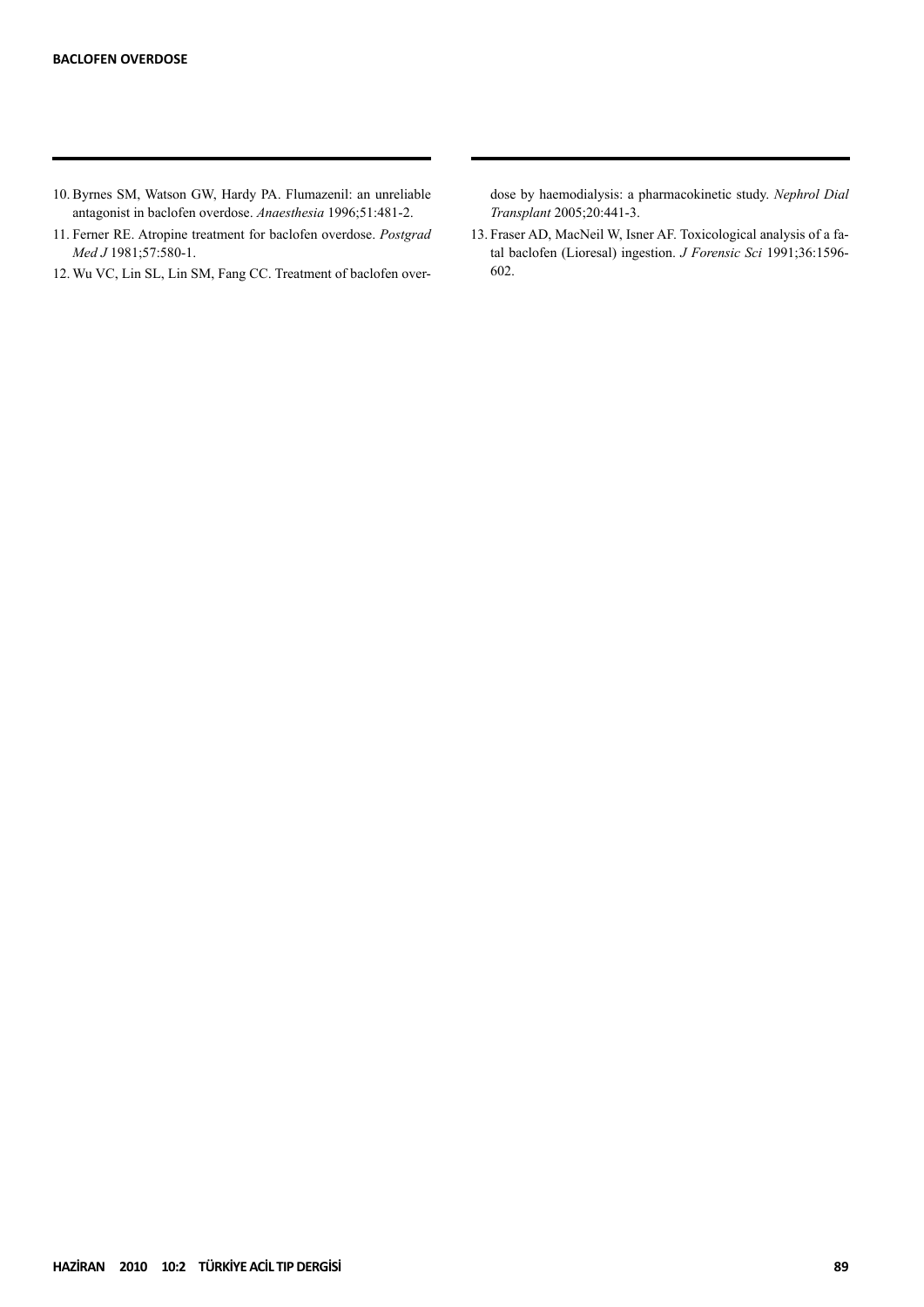10. Byrnes SM, Watson GW, Hardy PA. Flumazenil: an unreliable antagonist in baclofen overdose. *Anaesthesia* 1996;51:481-2.
11. Ferner RE. Atropine treatment for baclofen overdose. *Postgrad Med J* 1981;57:580-1.
12. Wu VC, Lin SL, Lin SM, Fang CC. Treatment of baclofen overdose by haemodialysis: a pharmacokinetic study. *Nephrol Dial Transplant* 2005;20:441-3.
13. Fraser AD, MacNeil W, Isner AF. Toxicological analysis of a fatal baclofen (Lioresal) ingestion. *J Forensic Sci* 1991;36:1596-602.